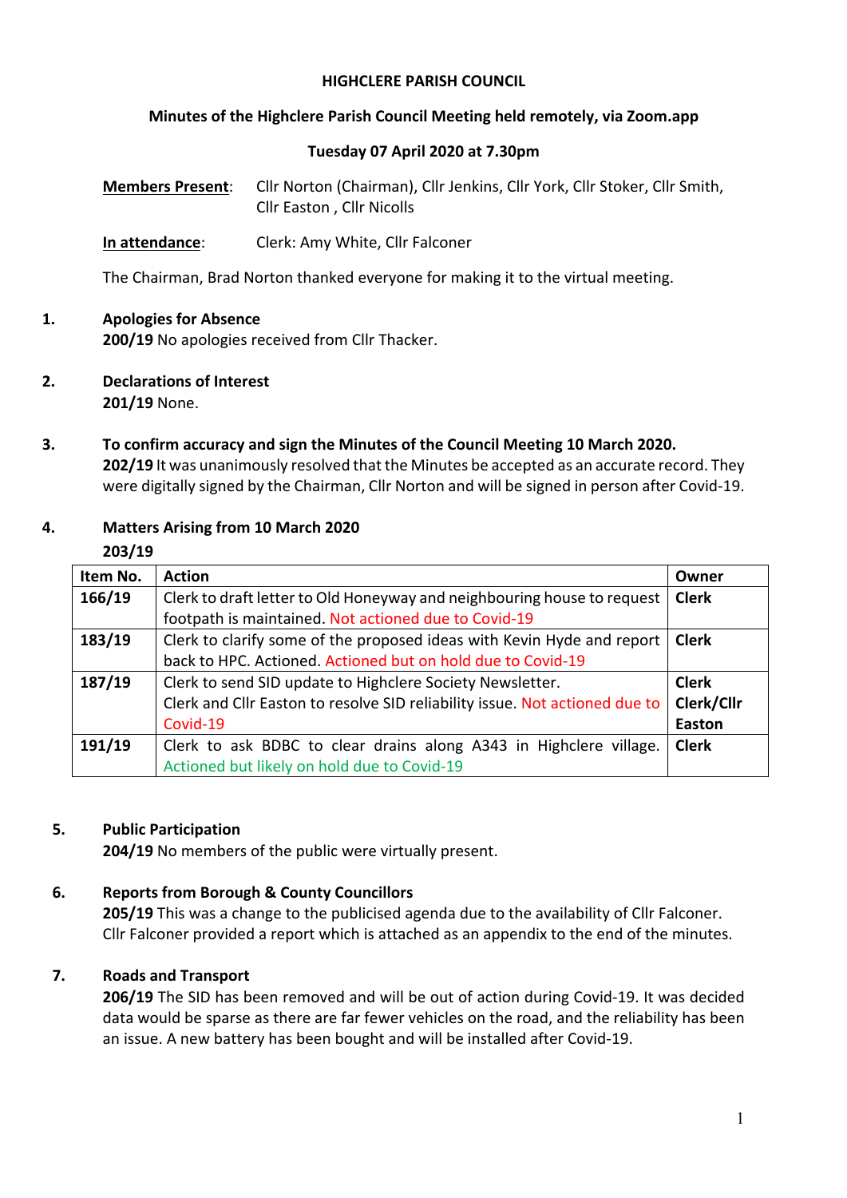# HIGHCLERE PARISH COUNCIL

**Minutes of the Highclere Parish Council Meeting held remotely, via Zoom.app**

**Tuesday 07 April 2020 at 7.30pm**

**Members Present**: Cllr Norton (Chairman), Cllr Jenkins, Cllr York, Cllr Stoker, Cllr Smith, Cllr Easton , Cllr Nicolls

**In attendance**: Clerk: Amy White, Cllr Falconer

The Chairman, Brad Norton thanked everyone for making it to the virtual meeting.

## 1. Apologies for Absence

**200/19** No apologies received from Cllr Thacker.

## 2. Declarations of Interest

**201/19** None.

## 3. To confirm accuracy and sign the Minutes of the Council Meeting 10 March 2020.

**202/19** It was unanimously resolved that the Minutes be accepted as an accurate record. They were digitally signed by the Chairman, Cllr Norton and will be signed in person after Covid-19.

## 4. Matters Arising from 10 March 2020

**203/19**

| Item No. | Action | Owner |
|---|---|---|
| **166/19** | Clerk to draft letter to Old Honeyway and neighbouring house to request footpath is maintained. Not actioned due to Covid-19 | **Clerk** |
| **183/19** | Clerk to clarify some of the proposed ideas with Kevin Hyde and report back to HPC. Actioned. Actioned but on hold due to Covid-19 | **Clerk** |
| **187/19** | Clerk to send SID update to Highclere Society Newsletter. Clerk and Cllr Easton to resolve SID reliability issue. Not actioned due to Covid-19 | **Clerk** **Clerk/Cllr Easton** |
| **191/19** | Clerk to ask BDBC to clear drains along A343 in Highclere village. Actioned but likely on hold due to Covid-19 | **Clerk** |

## 5. Public Participation

**204/19** No members of the public were virtually present.

## 6. Reports from Borough & County Councillors

**205/19** This was a change to the publicised agenda due to the availability of Cllr Falconer. Cllr Falconer provided a report which is attached as an appendix to the end of the minutes.

## 7. Roads and Transport

**206/19** The SID has been removed and will be out of action during Covid-19. It was decided data would be sparse as there are far fewer vehicles on the road, and the reliability has been an issue. A new battery has been bought and will be installed after Covid-19.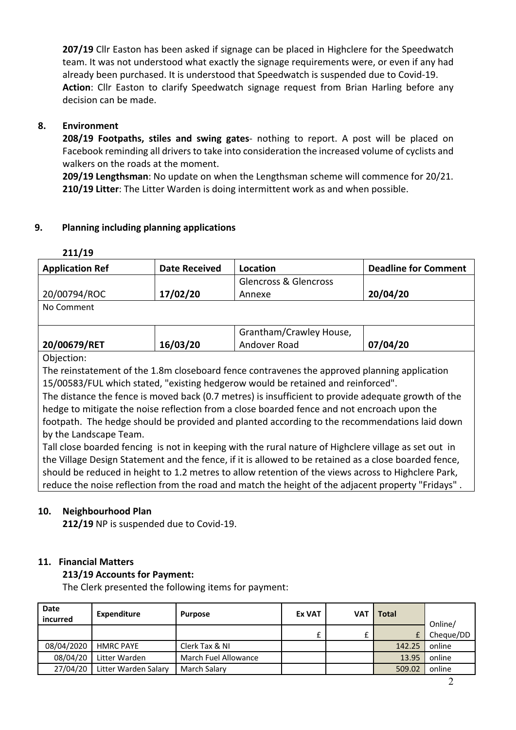**207/19** Cllr Easton has been asked if signage can be placed in Highclere for the Speedwatch team. It was not understood what exactly the signage requirements were, or even if any had already been purchased. It is understood that Speedwatch is suspended due to Covid-19.
**Action**: Cllr Easton to clarify Speedwatch signage request from Brian Harling before any decision can be made.

## 8. Environment

**208/19 Footpaths, stiles and swing gates**- nothing to report. A post will be placed on Facebook reminding all drivers to take into consideration the increased volume of cyclists and walkers on the roads at the moment.
**209/19 Lengthsman**: No update on when the Lengthsman scheme will commence for 20/21.
**210/19 Litter**: The Litter Warden is doing intermittent work as and when possible.

## 9. Planning including planning applications

**211/19**

| Application Ref | Date Received | Location | Deadline for Comment |
|---|---|---|---|
| 20/00794/ROC | **17/02/20** | Glencross & Glencross Annexe | **20/04/20** |
| No Comment | | | |
| **20/00679/RET** | **16/03/20** | Grantham/Crawley House, Andover Road | **07/04/20** |
| Objection: The reinstatement of the 1.8m closeboard fence contravenes the approved planning application 15/00583/FUL which stated, "existing hedgerow would be retained and reinforced". The distance the fence is moved back (0.7 metres) is insufficient to provide adequate growth of the hedge to mitigate the noise reflection from a close boarded fence and not encroach upon the footpath. The hedge should be provided and planted according to the recommendations laid down by the Landscape Team. Tall close boarded fencing is not in keeping with the rural nature of Highclere village as set out in the Village Design Statement and the fence, if it is allowed to be retained as a close boarded fence, should be reduced in height to 1.2 metres to allow retention of the views across to Highclere Park, reduce the noise reflection from the road and match the height of the adjacent property "Fridays". | | | |

## 10. Neighbourhood Plan

**212/19** NP is suspended due to Covid-19.

## 11. Financial Matters

**213/19 Accounts for Payment:**

The Clerk presented the following items for payment:

| Date incurred | Expenditure | Purpose | Ex VAT | VAT | Total | Online/ Cheque/DD |
|---|---|---|---|---|---|---|
| | | | £ | £ | £ | |
| 08/04/2020 | HMRC PAYE | Clerk Tax & NI | | | 142.25 | online |
| 08/04/20 | Litter Warden | March Fuel Allowance | | | 13.95 | online |
| 27/04/20 | Litter Warden Salary | March Salary | | | 509.02 | online |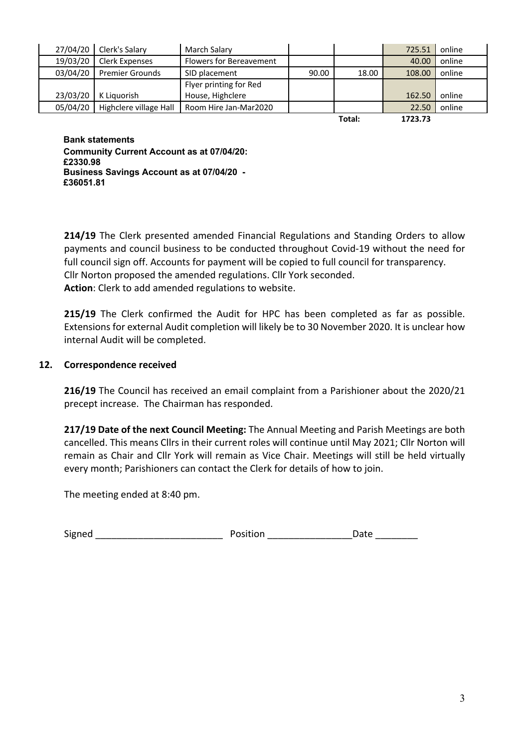| | | | | | | |
|---|---|---|---|---|---|---|
| 27/04/20 | Clerk's Salary | March Salary | | | 725.51 | online |
| 19/03/20 | Clerk Expenses | Flowers for Bereavement | | | 40.00 | online |
| 03/04/20 | Premier Grounds | SID placement | 90.00 | 18.00 | 108.00 | online |
| 23/03/20 | K Liquorish | Flyer printing for Red House, Highclere | | | 162.50 | online |
| 05/04/20 | Highclere village Hall | Room Hire Jan-Mar2020 | | | 22.50 | online |
| | | | | **Total:** | **1723.73** | |

**Bank statements**
**Community Current Account as at 07/04/20: £2330.98**
**Business Savings Account as at 07/04/20 - £36051.81**

**214/19** The Clerk presented amended Financial Regulations and Standing Orders to allow payments and council business to be conducted throughout Covid-19 without the need for full council sign off. Accounts for payment will be copied to full council for transparency. Cllr Norton proposed the amended regulations. Cllr York seconded.
**Action**: Clerk to add amended regulations to website.

**215/19** The Clerk confirmed the Audit for HPC has been completed as far as possible. Extensions for external Audit completion will likely be to 30 November 2020. It is unclear how internal Audit will be completed.

## 12. Correspondence received

**216/19** The Council has received an email complaint from a Parishioner about the 2020/21 precept increase. The Chairman has responded.

**217/19 Date of the next Council Meeting:** The Annual Meeting and Parish Meetings are both cancelled. This means Cllrs in their current roles will continue until May 2021; Cllr Norton will remain as Chair and Cllr York will remain as Vice Chair. Meetings will still be held virtually every month; Parishioners can contact the Clerk for details of how to join.

The meeting ended at 8:40 pm.

Signed ________________________ Position _______________Date ________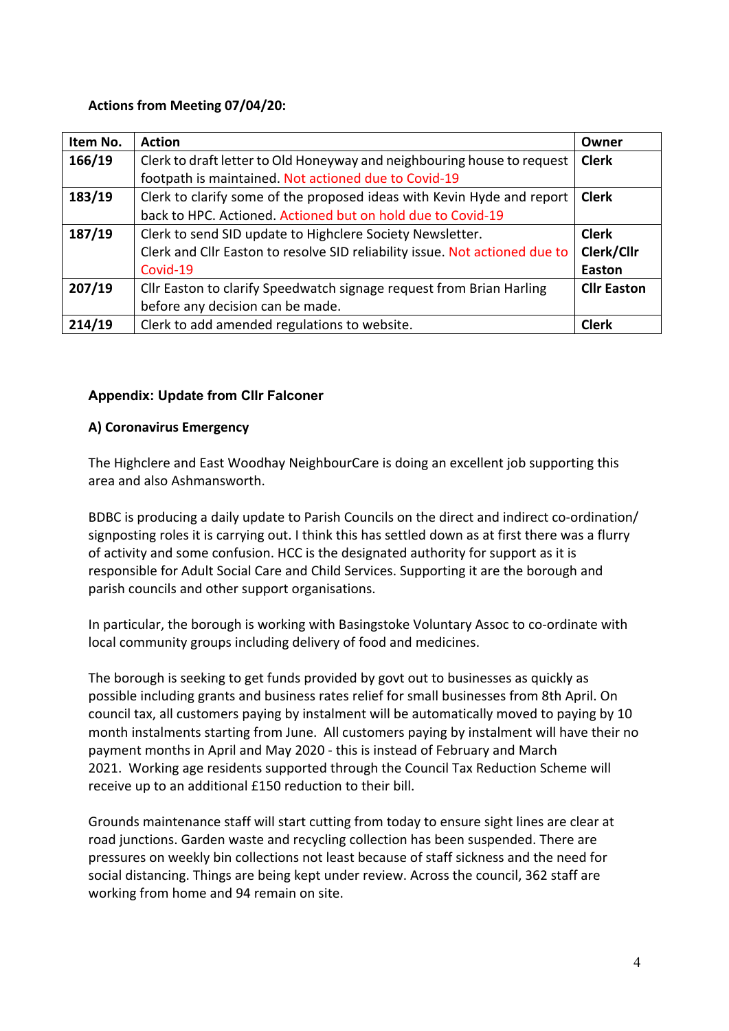**Actions from Meeting 07/04/20:**

| Item No. | Action | Owner |
|---|---|---|
| **166/19** | Clerk to draft letter to Old Honeyway and neighbouring house to request footpath is maintained. Not actioned due to Covid-19 | **Clerk** |
| **183/19** | Clerk to clarify some of the proposed ideas with Kevin Hyde and report back to HPC. Actioned. Actioned but on hold due to Covid-19 | **Clerk** |
| **187/19** | Clerk to send SID update to Highclere Society Newsletter.<br>Clerk and Cllr Easton to resolve SID reliability issue. Not actioned due to Covid-19 | **Clerk**<br>**Clerk/Cllr Easton** |
| **207/19** | Cllr Easton to clarify Speedwatch signage request from Brian Harling before any decision can be made. | **Cllr Easton** |
| **214/19** | Clerk to add amended regulations to website. | **Clerk** |

### Appendix: Update from Cllr Falconer

#### A) Coronavirus Emergency

The Highclere and East Woodhay NeighbourCare is doing an excellent job supporting this area and also Ashmansworth.

BDBC is producing a daily update to Parish Councils on the direct and indirect co-ordination/ signposting roles it is carrying out. I think this has settled down as at first there was a flurry of activity and some confusion. HCC is the designated authority for support as it is responsible for Adult Social Care and Child Services. Supporting it are the borough and parish councils and other support organisations.

In particular, the borough is working with Basingstoke Voluntary Assoc to co-ordinate with local community groups including delivery of food and medicines.

The borough is seeking to get funds provided by govt out to businesses as quickly as possible including grants and business rates relief for small businesses from 8th April. On council tax, all customers paying by instalment will be automatically moved to paying by 10 month instalments starting from June. All customers paying by instalment will have their no payment months in April and May 2020 - this is instead of February and March 2021. Working age residents supported through the Council Tax Reduction Scheme will receive up to an additional £150 reduction to their bill.

Grounds maintenance staff will start cutting from today to ensure sight lines are clear at road junctions. Garden waste and recycling collection has been suspended. There are pressures on weekly bin collections not least because of staff sickness and the need for social distancing. Things are being kept under review. Across the council, 362 staff are working from home and 94 remain on site.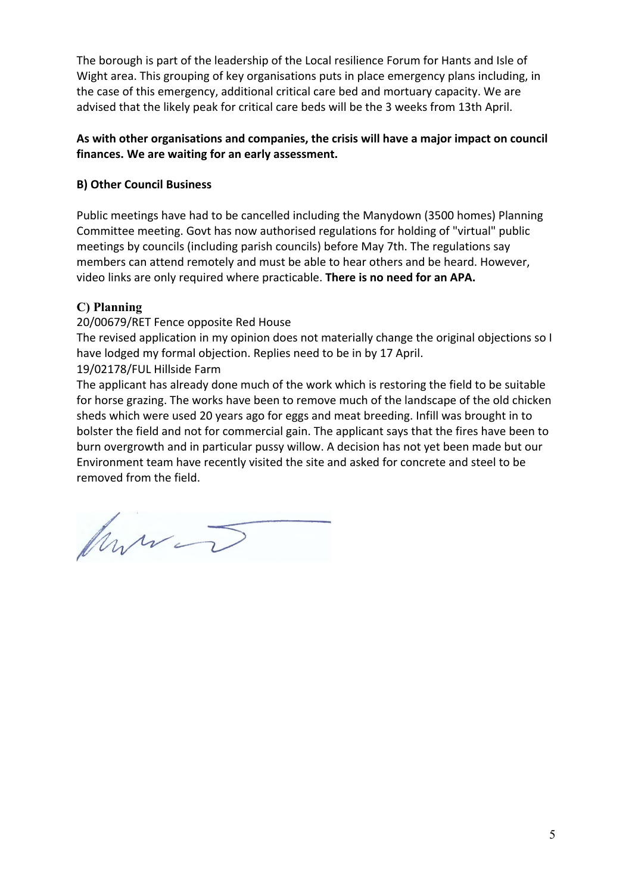The borough is part of the leadership of the Local resilience Forum for Hants and Isle of Wight area. This grouping of key organisations puts in place emergency plans including, in the case of this emergency, additional critical care bed and mortuary capacity. We are advised that the likely peak for critical care beds will be the 3 weeks from 13th April.

**As with other organisations and companies, the crisis will have a major impact on council finances. We are waiting for an early assessment.**

### B) Other Council Business

Public meetings have had to be cancelled including the Manydown (3500 homes) Planning Committee meeting. Govt has now authorised regulations for holding of "virtual" public meetings by councils (including parish councils) before May 7th. The regulations say members can attend remotely and must be able to hear others and be heard. However, video links are only required where practicable. **There is no need for an APA.**

### C) Planning

20/00679/RET Fence opposite Red House

The revised application in my opinion does not materially change the original objections so I have lodged my formal objection. Replies need to be in by 17 April.

19/02178/FUL Hillside Farm

The applicant has already done much of the work which is restoring the field to be suitable for horse grazing. The works have been to remove much of the landscape of the old chicken sheds which were used 20 years ago for eggs and meat breeding. Infill was brought in to bolster the field and not for commercial gain. The applicant says that the fires have been to burn overgrowth and in particular pussy willow. A decision has not yet been made but our Environment team have recently visited the site and asked for concrete and steel to be removed from the field.